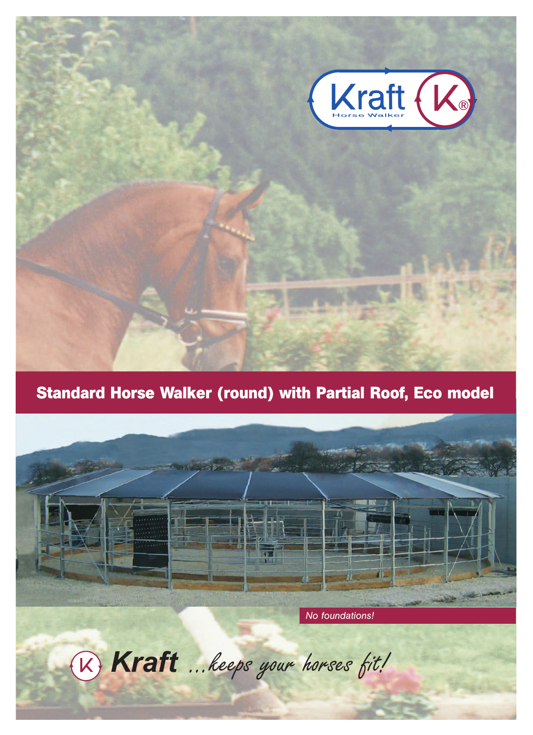Kraft Horse Walker®

# Standard Horse Walker (round) with Partial Roof, Eco model

*No foundations!*

**Kraft** *...keeps your horses fit!*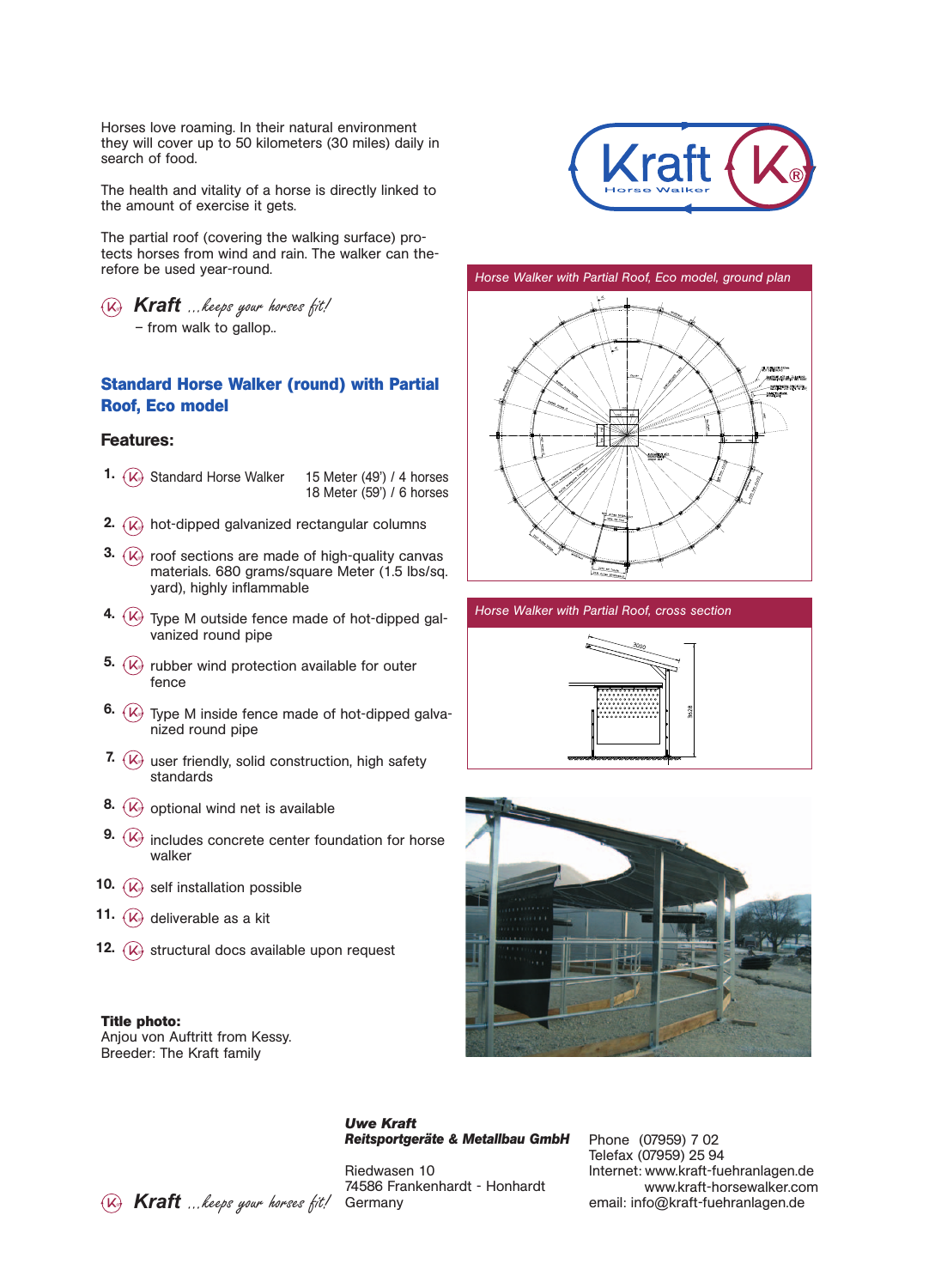Horses love roaming. In their natural environment they will cover up to 50 kilometers (30 miles) daily in search of food.

The health and vitality of a horse is directly linked to the amount of exercise it gets.

The partial roof (covering the walking surface) protects horses from wind and rain. The walker can therefore be used year-round.

**Kraft** *...keeps your horses fit!*
– from walk to gallop..

## Standard Horse Walker (round) with Partial Roof, Eco model

### Features:

1. Standard Horse Walker — 15 Meter (49') / 4 horses; 18 Meter (59') / 6 horses
2. hot-dipped galvanized rectangular columns
3. roof sections are made of high-quality canvas materials. 680 grams/square Meter (1.5 lbs/sq. yard), highly inflammable
4. Type M outside fence made of hot-dipped galvanized round pipe
5. rubber wind protection available for outer fence
6. Type M inside fence made of hot-dipped galvanized round pipe
7. user friendly, solid construction, high safety standards
8. optional wind net is available
9. includes concrete center foundation for horse walker
10. self installation possible
11. deliverable as a kit
12. structural docs available upon request

*Horse Walker with Partial Roof, Eco model, ground plan*

*Horse Walker with Partial Roof, cross section*

3000

3428

**Title photo:**
Anjou von Auftritt from Kessy.
Breeder: The Kraft family

***Uwe Kraft***
***Reitsportgeräte & Metallbau GmbH***

Riedwasen 10
74586 Frankenhardt - Honhardt
Germany

Phone (07959) 7 02
Telefax (07959) 25 94
Internet: www.kraft-fuehranlagen.de
www.kraft-horsewalker.com
email: info@kraft-fuehranlagen.de

**Kraft** *...keeps your horses fit!*